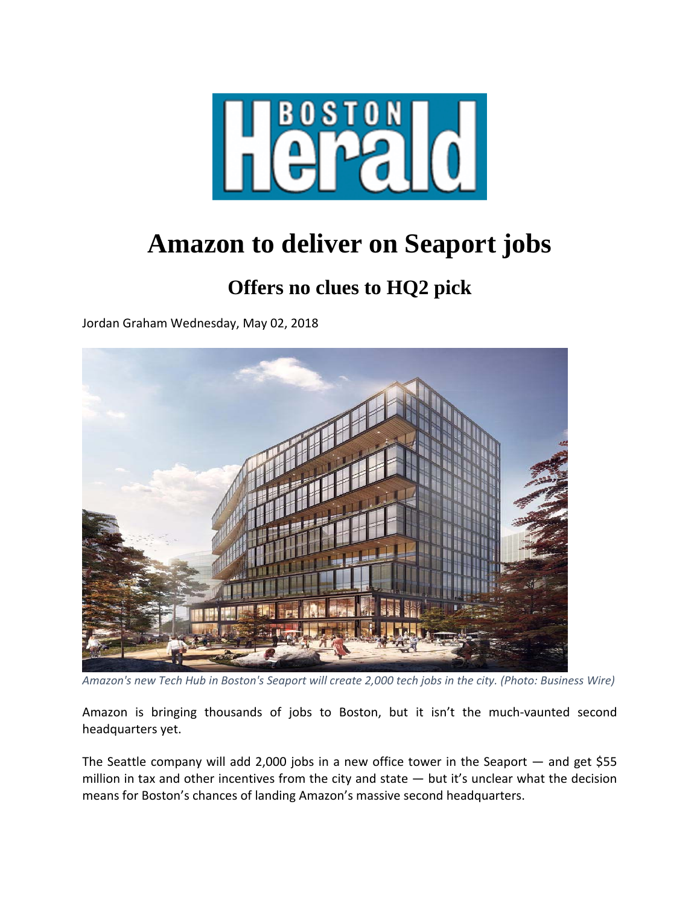# Amazon to deliver on Seaport jobs

## Offers no clues to HQ2 pick

Jordan Graham Wednesday, May 02, 2018

*Amazon's new Tech Hub in Boston's Seaport will create 2,000 tech jobs in the city. (Photo: Business Wire)*

Amazon is bringing thousands of jobs to Boston, but it isn't the much-vaunted second headquarters yet.

The Seattle company will add 2,000 jobs in a new office tower in the Seaport — and get $55 million in tax and other incentives from the city and state — but it's unclear what the decision means for Boston's chances of landing Amazon's massive second headquarters.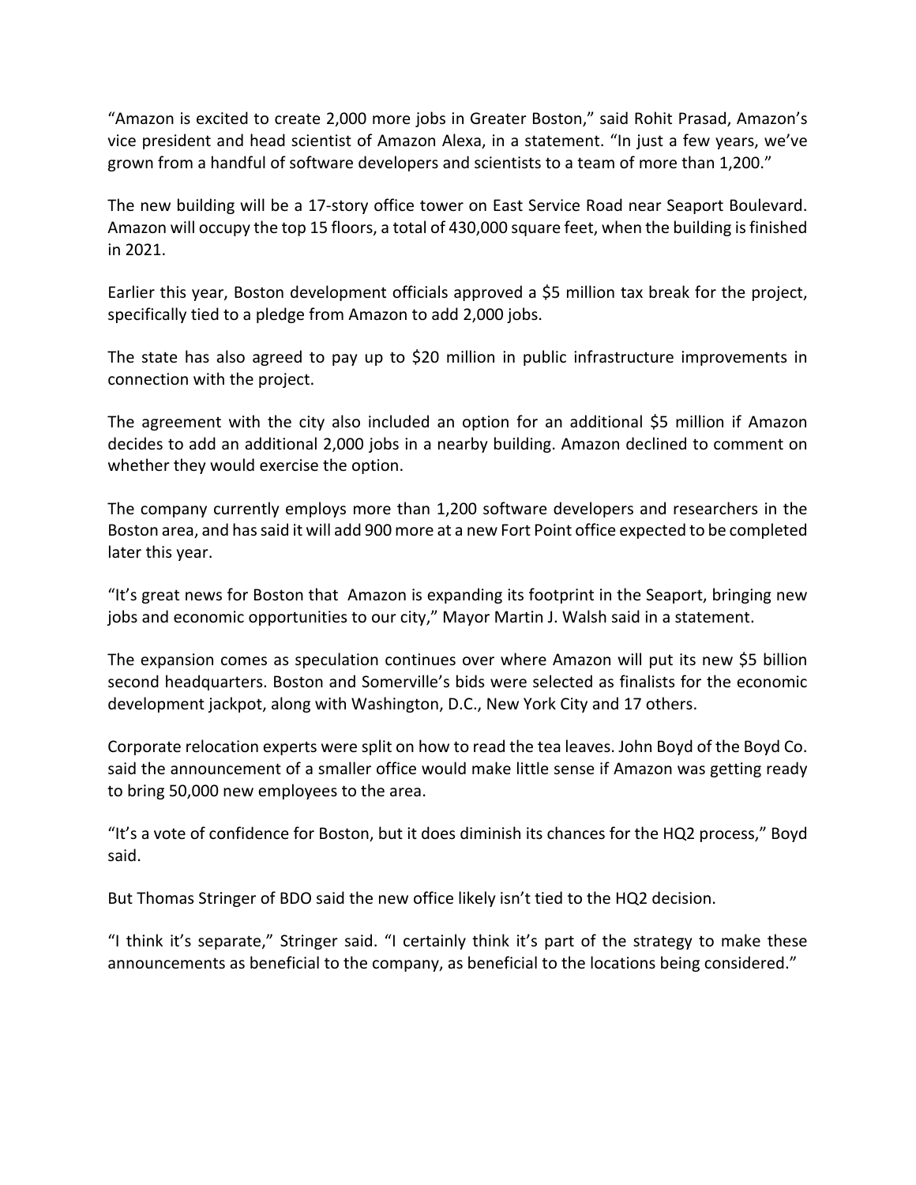"Amazon is excited to create 2,000 more jobs in Greater Boston," said Rohit Prasad, Amazon's vice president and head scientist of Amazon Alexa, in a statement. "In just a few years, we've grown from a handful of software developers and scientists to a team of more than 1,200."

The new building will be a 17-story office tower on East Service Road near Seaport Boulevard. Amazon will occupy the top 15 floors, a total of 430,000 square feet, when the building is finished in 2021.

Earlier this year, Boston development officials approved a $5 million tax break for the project, specifically tied to a pledge from Amazon to add 2,000 jobs.

The state has also agreed to pay up to $20 million in public infrastructure improvements in connection with the project.

The agreement with the city also included an option for an additional $5 million if Amazon decides to add an additional 2,000 jobs in a nearby building. Amazon declined to comment on whether they would exercise the option.

The company currently employs more than 1,200 software developers and researchers in the Boston area, and has said it will add 900 more at a new Fort Point office expected to be completed later this year.

"It's great news for Boston that Amazon is expanding its footprint in the Seaport, bringing new jobs and economic opportunities to our city," Mayor Martin J. Walsh said in a statement.

The expansion comes as speculation continues over where Amazon will put its new $5 billion second headquarters. Boston and Somerville's bids were selected as finalists for the economic development jackpot, along with Washington, D.C., New York City and 17 others.

Corporate relocation experts were split on how to read the tea leaves. John Boyd of the Boyd Co. said the announcement of a smaller office would make little sense if Amazon was getting ready to bring 50,000 new employees to the area.

"It's a vote of confidence for Boston, but it does diminish its chances for the HQ2 process," Boyd said.

But Thomas Stringer of BDO said the new office likely isn't tied to the HQ2 decision.

"I think it's separate," Stringer said. "I certainly think it's part of the strategy to make these announcements as beneficial to the company, as beneficial to the locations being considered."